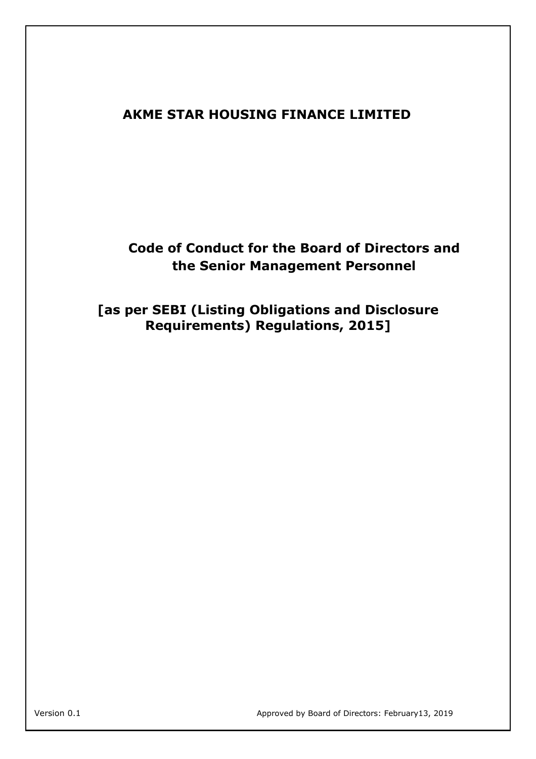# AKME STAR HOUSING FINANCE LIMITED

## Code of Conduct for the Board of Directors and the Senior Management Personnel

## [as per SEBI (Listing Obligations and Disclosure Requirements) Regulations, 2015]

Version 0.1

Approved by Board of Directors: February13, 2019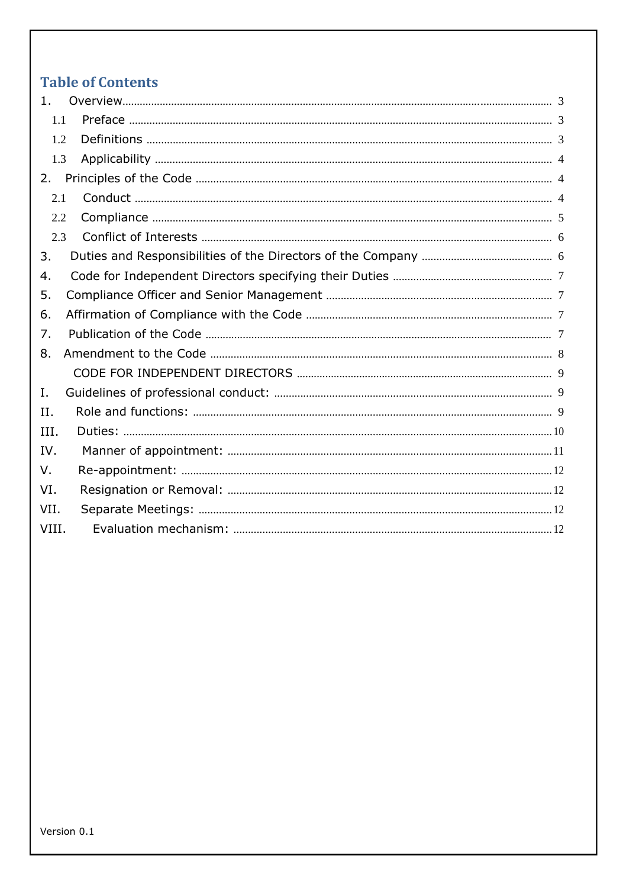# Table of Contents

1. Overview .......... 3
   - 1.1 Preface .......... 3
   - 1.2 Definitions .......... 3
   - 1.3 Applicability .......... 4
2. Principles of the Code .......... 4
   - 2.1 Conduct .......... 4
   - 2.2 Compliance .......... 5
   - 2.3 Conflict of Interests .......... 6
3. Duties and Responsibilities of the Directors of the Company .......... 6
4. Code for Independent Directors specifying their Duties .......... 7
5. Compliance Officer and Senior Management .......... 7
6. Affirmation of Compliance with the Code .......... 7
7. Publication of the Code .......... 7
8. Amendment to the Code .......... 8

CODE FOR INDEPENDENT DIRECTORS .......... 9

- I. Guidelines of professional conduct: .......... 9
- II. Role and functions: .......... 9
- III. Duties: .......... 10
- IV. Manner of appointment: .......... 11
- V. Re-appointment: .......... 12
- VI. Resignation or Removal: .......... 12
- VII. Separate Meetings: .......... 12
- VIII. Evaluation mechanism: .......... 12

Version 0.1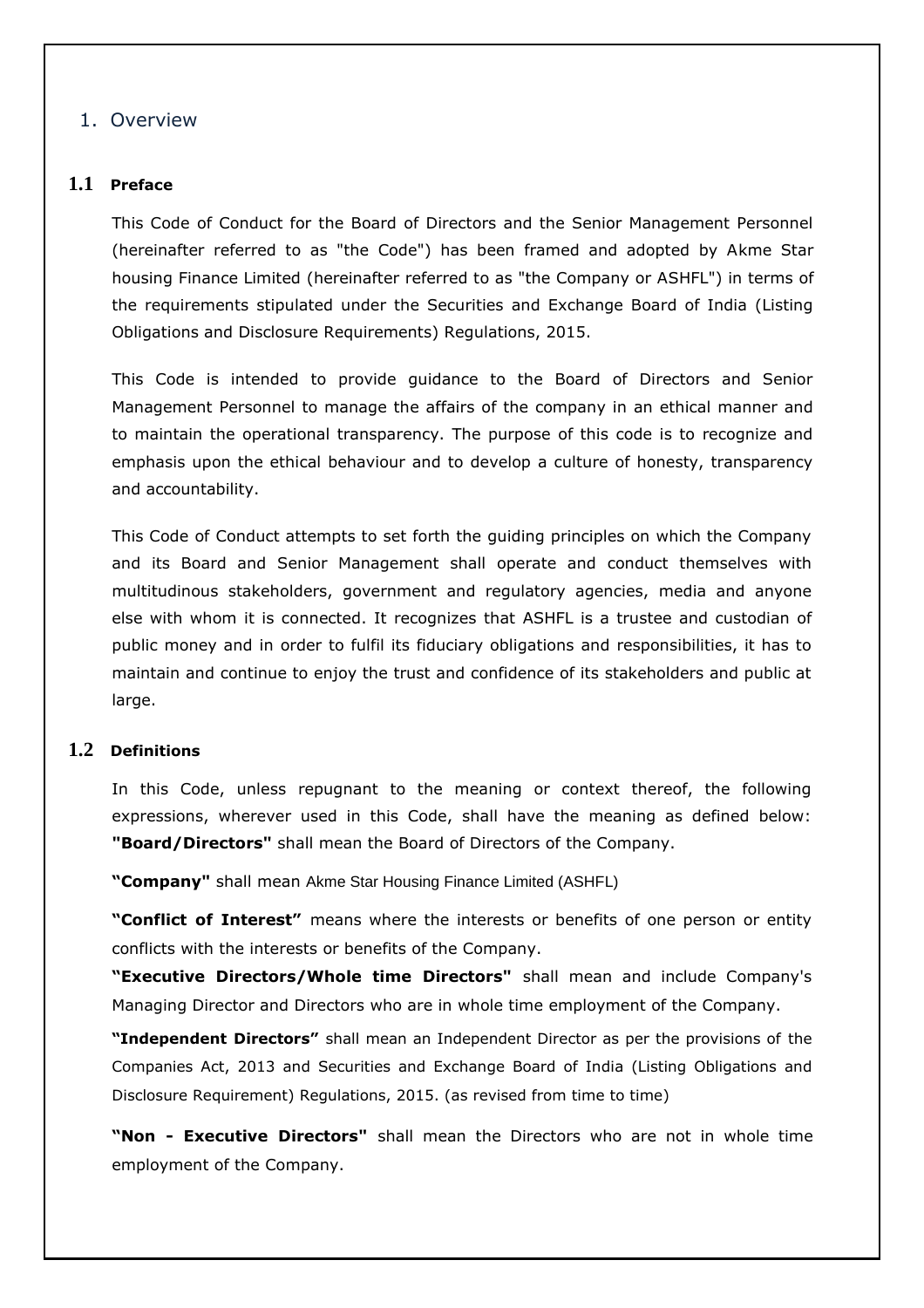## 1. Overview

### 1.1 Preface

This Code of Conduct for the Board of Directors and the Senior Management Personnel (hereinafter referred to as "the Code") has been framed and adopted by Akme Star housing Finance Limited (hereinafter referred to as "the Company or ASHFL") in terms of the requirements stipulated under the Securities and Exchange Board of India (Listing Obligations and Disclosure Requirements) Regulations, 2015.

This Code is intended to provide guidance to the Board of Directors and Senior Management Personnel to manage the affairs of the company in an ethical manner and to maintain the operational transparency. The purpose of this code is to recognize and emphasis upon the ethical behaviour and to develop a culture of honesty, transparency and accountability.

This Code of Conduct attempts to set forth the guiding principles on which the Company and its Board and Senior Management shall operate and conduct themselves with multitudinous stakeholders, government and regulatory agencies, media and anyone else with whom it is connected. It recognizes that ASHFL is a trustee and custodian of public money and in order to fulfil its fiduciary obligations and responsibilities, it has to maintain and continue to enjoy the trust and confidence of its stakeholders and public at large.

### 1.2 Definitions

In this Code, unless repugnant to the meaning or context thereof, the following expressions, wherever used in this Code, shall have the meaning as defined below: **"Board/Directors"** shall mean the Board of Directors of the Company.

**"Company"** shall mean Akme Star Housing Finance Limited (ASHFL)

**"Conflict of Interest"** means where the interests or benefits of one person or entity conflicts with the interests or benefits of the Company.

**"Executive Directors/Whole time Directors"** shall mean and include Company's Managing Director and Directors who are in whole time employment of the Company.

**"Independent Directors"** shall mean an Independent Director as per the provisions of the Companies Act, 2013 and Securities and Exchange Board of India (Listing Obligations and Disclosure Requirement) Regulations, 2015. (as revised from time to time)

**"Non - Executive Directors"** shall mean the Directors who are not in whole time employment of the Company.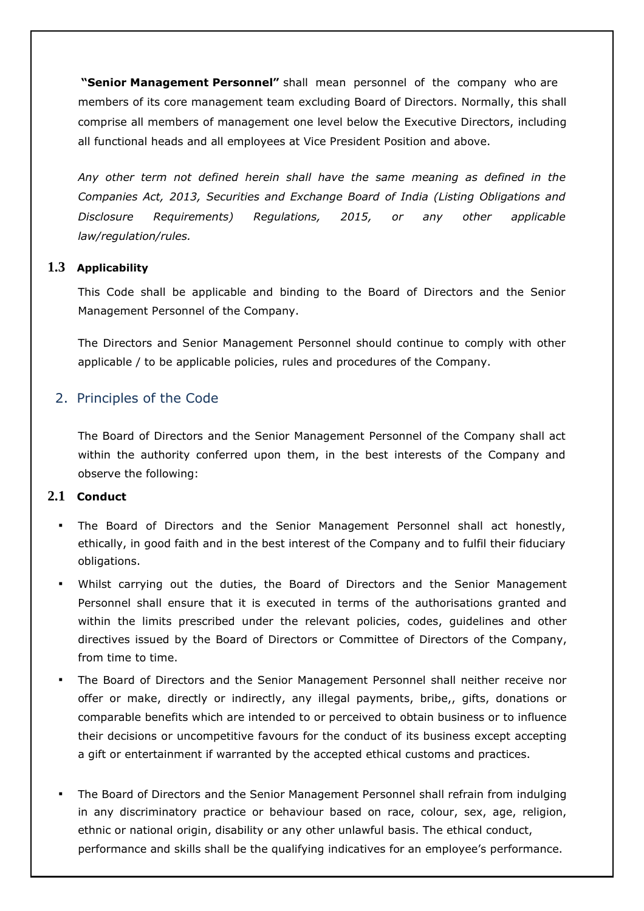**"Senior Management Personnel"** shall mean personnel of the company who are members of its core management team excluding Board of Directors. Normally, this shall comprise all members of management one level below the Executive Directors, including all functional heads and all employees at Vice President Position and above.

*Any other term not defined herein shall have the same meaning as defined in the Companies Act, 2013, Securities and Exchange Board of India (Listing Obligations and Disclosure Requirements) Regulations, 2015, or any other applicable law/regulation/rules.*

### 1.3 Applicability

This Code shall be applicable and binding to the Board of Directors and the Senior Management Personnel of the Company.

The Directors and Senior Management Personnel should continue to comply with other applicable / to be applicable policies, rules and procedures of the Company.

## 2. Principles of the Code

The Board of Directors and the Senior Management Personnel of the Company shall act within the authority conferred upon them, in the best interests of the Company and observe the following:

### 2.1 Conduct

- The Board of Directors and the Senior Management Personnel shall act honestly, ethically, in good faith and in the best interest of the Company and to fulfil their fiduciary obligations.
- Whilst carrying out the duties, the Board of Directors and the Senior Management Personnel shall ensure that it is executed in terms of the authorisations granted and within the limits prescribed under the relevant policies, codes, guidelines and other directives issued by the Board of Directors or Committee of Directors of the Company, from time to time.
- The Board of Directors and the Senior Management Personnel shall neither receive nor offer or make, directly or indirectly, any illegal payments, bribe,, gifts, donations or comparable benefits which are intended to or perceived to obtain business or to influence their decisions or uncompetitive favours for the conduct of its business except accepting a gift or entertainment if warranted by the accepted ethical customs and practices.
- The Board of Directors and the Senior Management Personnel shall refrain from indulging in any discriminatory practice or behaviour based on race, colour, sex, age, religion, ethnic or national origin, disability or any other unlawful basis. The ethical conduct, performance and skills shall be the qualifying indicatives for an employee's performance.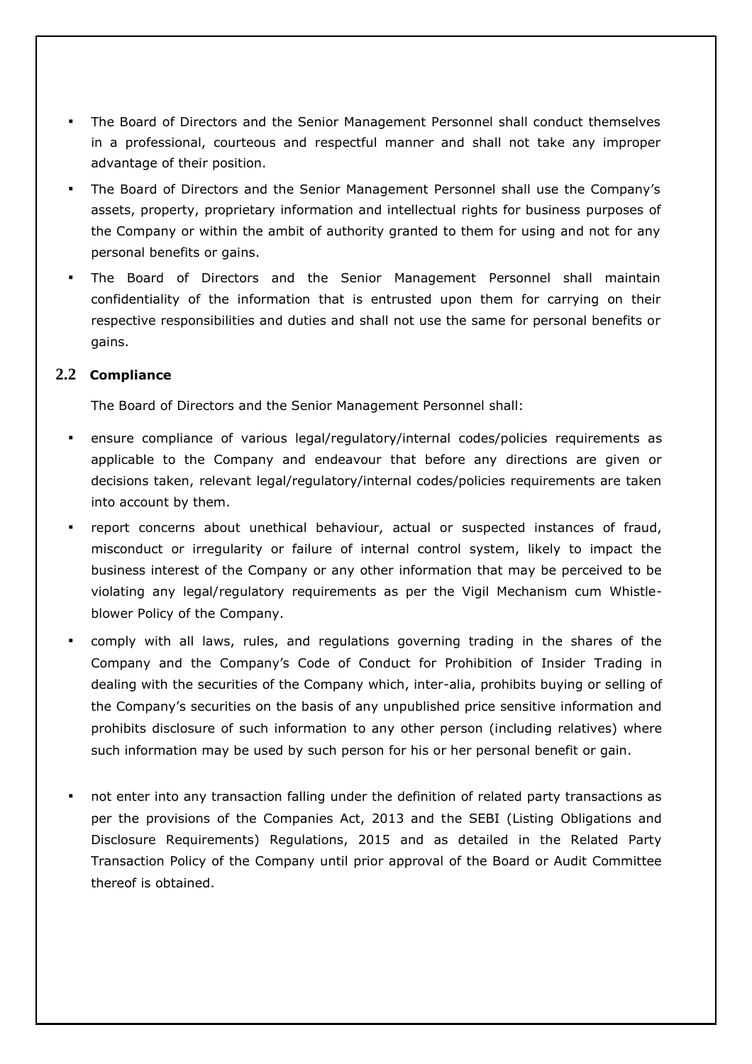- The Board of Directors and the Senior Management Personnel shall conduct themselves in a professional, courteous and respectful manner and shall not take any improper advantage of their position.
- The Board of Directors and the Senior Management Personnel shall use the Company's assets, property, proprietary information and intellectual rights for business purposes of the Company or within the ambit of authority granted to them for using and not for any personal benefits or gains.
- The Board of Directors and the Senior Management Personnel shall maintain confidentiality of the information that is entrusted upon them for carrying on their respective responsibilities and duties and shall not use the same for personal benefits or gains.

### 2.2 Compliance

The Board of Directors and the Senior Management Personnel shall:

- ensure compliance of various legal/regulatory/internal codes/policies requirements as applicable to the Company and endeavour that before any directions are given or decisions taken, relevant legal/regulatory/internal codes/policies requirements are taken into account by them.
- report concerns about unethical behaviour, actual or suspected instances of fraud, misconduct or irregularity or failure of internal control system, likely to impact the business interest of the Company or any other information that may be perceived to be violating any legal/regulatory requirements as per the Vigil Mechanism cum Whistle-blower Policy of the Company.
- comply with all laws, rules, and regulations governing trading in the shares of the Company and the Company's Code of Conduct for Prohibition of Insider Trading in dealing with the securities of the Company which, inter-alia, prohibits buying or selling of the Company's securities on the basis of any unpublished price sensitive information and prohibits disclosure of such information to any other person (including relatives) where such information may be used by such person for his or her personal benefit or gain.
- not enter into any transaction falling under the definition of related party transactions as per the provisions of the Companies Act, 2013 and the SEBI (Listing Obligations and Disclosure Requirements) Regulations, 2015 and as detailed in the Related Party Transaction Policy of the Company until prior approval of the Board or Audit Committee thereof is obtained.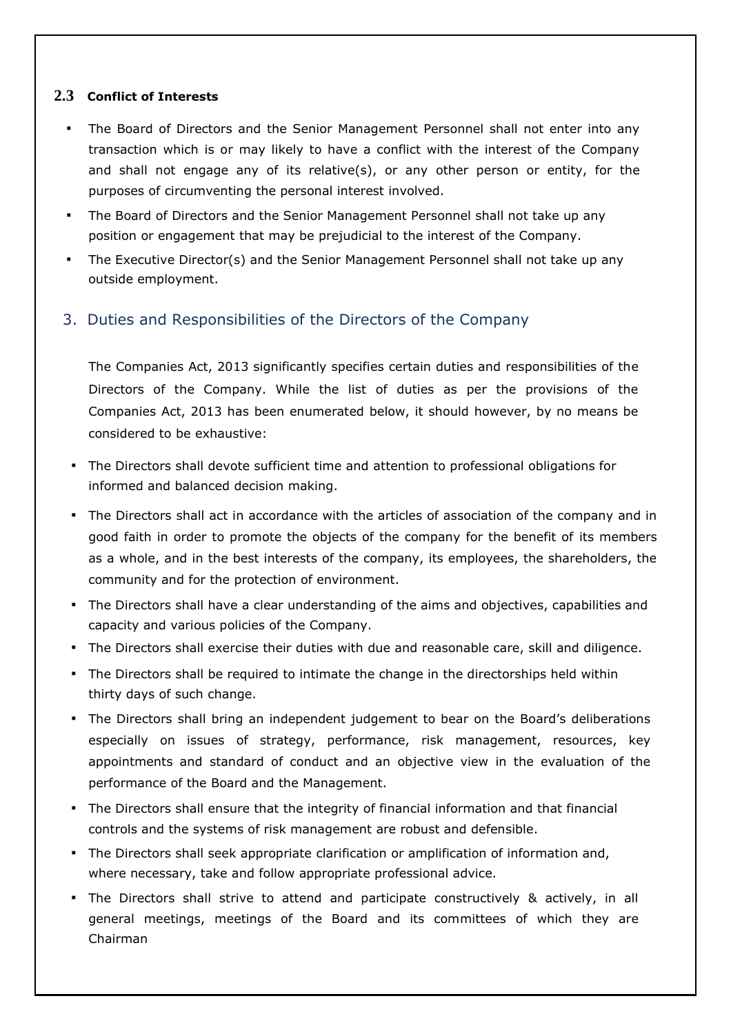### 2.3 Conflict of Interests

- The Board of Directors and the Senior Management Personnel shall not enter into any transaction which is or may likely to have a conflict with the interest of the Company and shall not engage any of its relative(s), or any other person or entity, for the purposes of circumventing the personal interest involved.
- The Board of Directors and the Senior Management Personnel shall not take up any position or engagement that may be prejudicial to the interest of the Company.
- The Executive Director(s) and the Senior Management Personnel shall not take up any outside employment.

## 3. Duties and Responsibilities of the Directors of the Company

The Companies Act, 2013 significantly specifies certain duties and responsibilities of the Directors of the Company. While the list of duties as per the provisions of the Companies Act, 2013 has been enumerated below, it should however, by no means be considered to be exhaustive:

- The Directors shall devote sufficient time and attention to professional obligations for informed and balanced decision making.
- The Directors shall act in accordance with the articles of association of the company and in good faith in order to promote the objects of the company for the benefit of its members as a whole, and in the best interests of the company, its employees, the shareholders, the community and for the protection of environment.
- The Directors shall have a clear understanding of the aims and objectives, capabilities and capacity and various policies of the Company.
- The Directors shall exercise their duties with due and reasonable care, skill and diligence.
- The Directors shall be required to intimate the change in the directorships held within thirty days of such change.
- The Directors shall bring an independent judgement to bear on the Board's deliberations especially on issues of strategy, performance, risk management, resources, key appointments and standard of conduct and an objective view in the evaluation of the performance of the Board and the Management.
- The Directors shall ensure that the integrity of financial information and that financial controls and the systems of risk management are robust and defensible.
- The Directors shall seek appropriate clarification or amplification of information and, where necessary, take and follow appropriate professional advice.
- The Directors shall strive to attend and participate constructively & actively, in all general meetings, meetings of the Board and its committees of which they are Chairman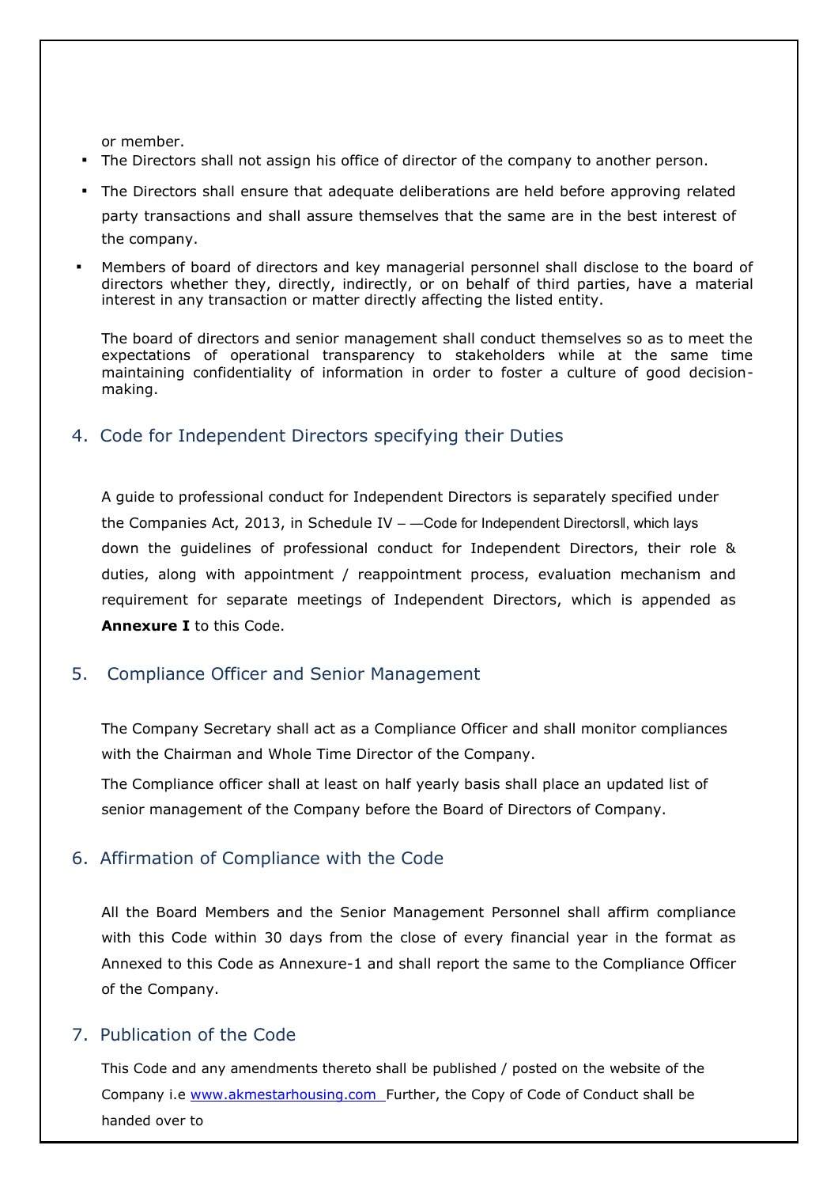or member.

- The Directors shall not assign his office of director of the company to another person.
- The Directors shall ensure that adequate deliberations are held before approving related party transactions and shall assure themselves that the same are in the best interest of the company.
- Members of board of directors and key managerial personnel shall disclose to the board of directors whether they, directly, indirectly, or on behalf of third parties, have a material interest in any transaction or matter directly affecting the listed entity.

The board of directors and senior management shall conduct themselves so as to meet the expectations of operational transparency to stakeholders while at the same time maintaining confidentiality of information in order to foster a culture of good decision-making.

## 4. Code for Independent Directors specifying their Duties

A guide to professional conduct for Independent Directors is separately specified under the Companies Act, 2013, in Schedule IV – ―Code for Independent Directors‖, which lays down the guidelines of professional conduct for Independent Directors, their role & duties, along with appointment / reappointment process, evaluation mechanism and requirement for separate meetings of Independent Directors, which is appended as **Annexure I** to this Code.

## 5. Compliance Officer and Senior Management

The Company Secretary shall act as a Compliance Officer and shall monitor compliances with the Chairman and Whole Time Director of the Company.

The Compliance officer shall at least on half yearly basis shall place an updated list of senior management of the Company before the Board of Directors of Company.

## 6. Affirmation of Compliance with the Code

All the Board Members and the Senior Management Personnel shall affirm compliance with this Code within 30 days from the close of every financial year in the format as Annexed to this Code as Annexure-1 and shall report the same to the Compliance Officer of the Company.

## 7. Publication of the Code

This Code and any amendments thereto shall be published / posted on the website of the Company i.e [www.akmestarhousing.com](http://www.akmestarhousing.com) Further, the Copy of Code of Conduct shall be handed over to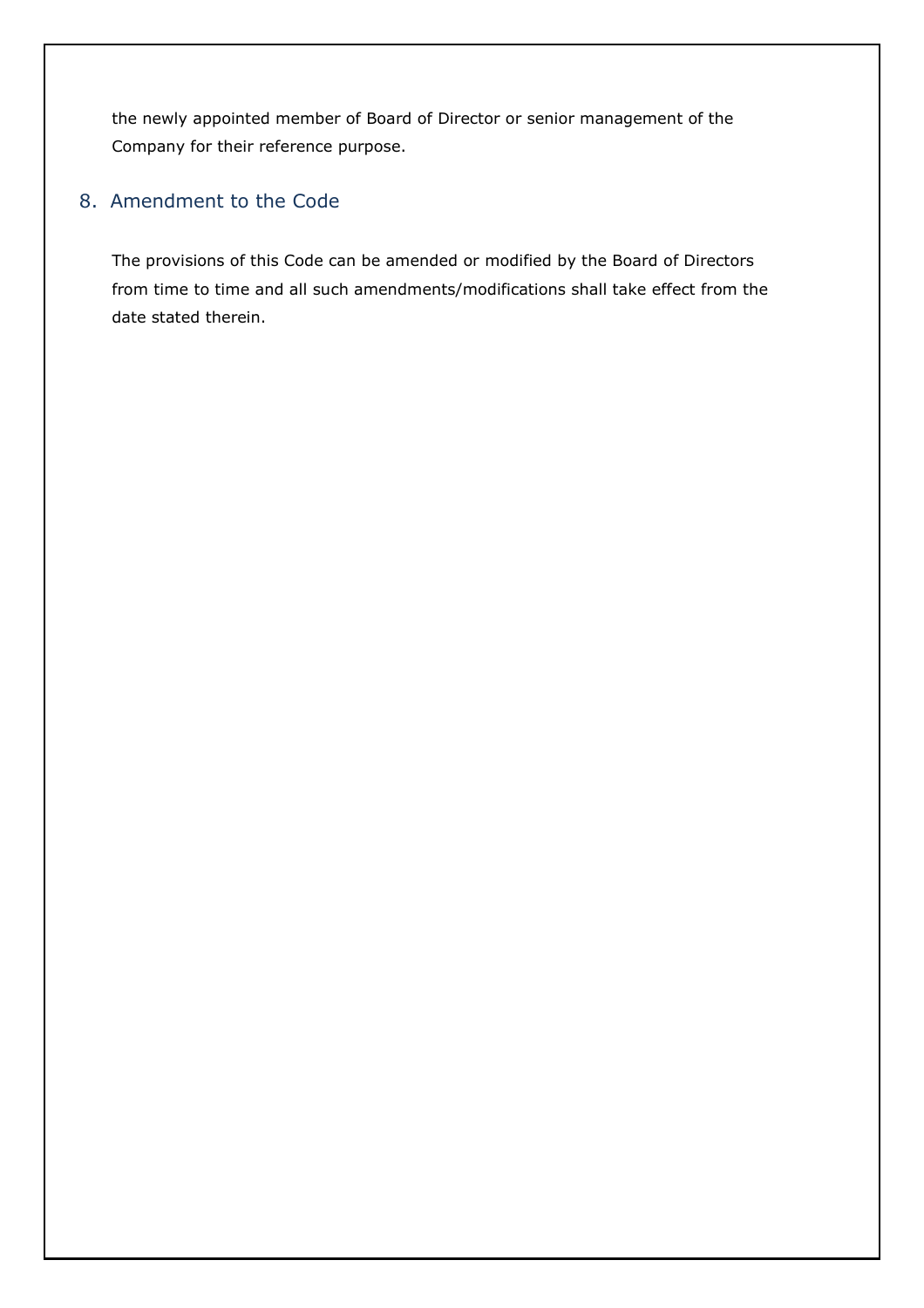the newly appointed member of Board of Director or senior management of the Company for their reference purpose.

## 8. Amendment to the Code

The provisions of this Code can be amended or modified by the Board of Directors from time to time and all such amendments/modifications shall take effect from the date stated therein.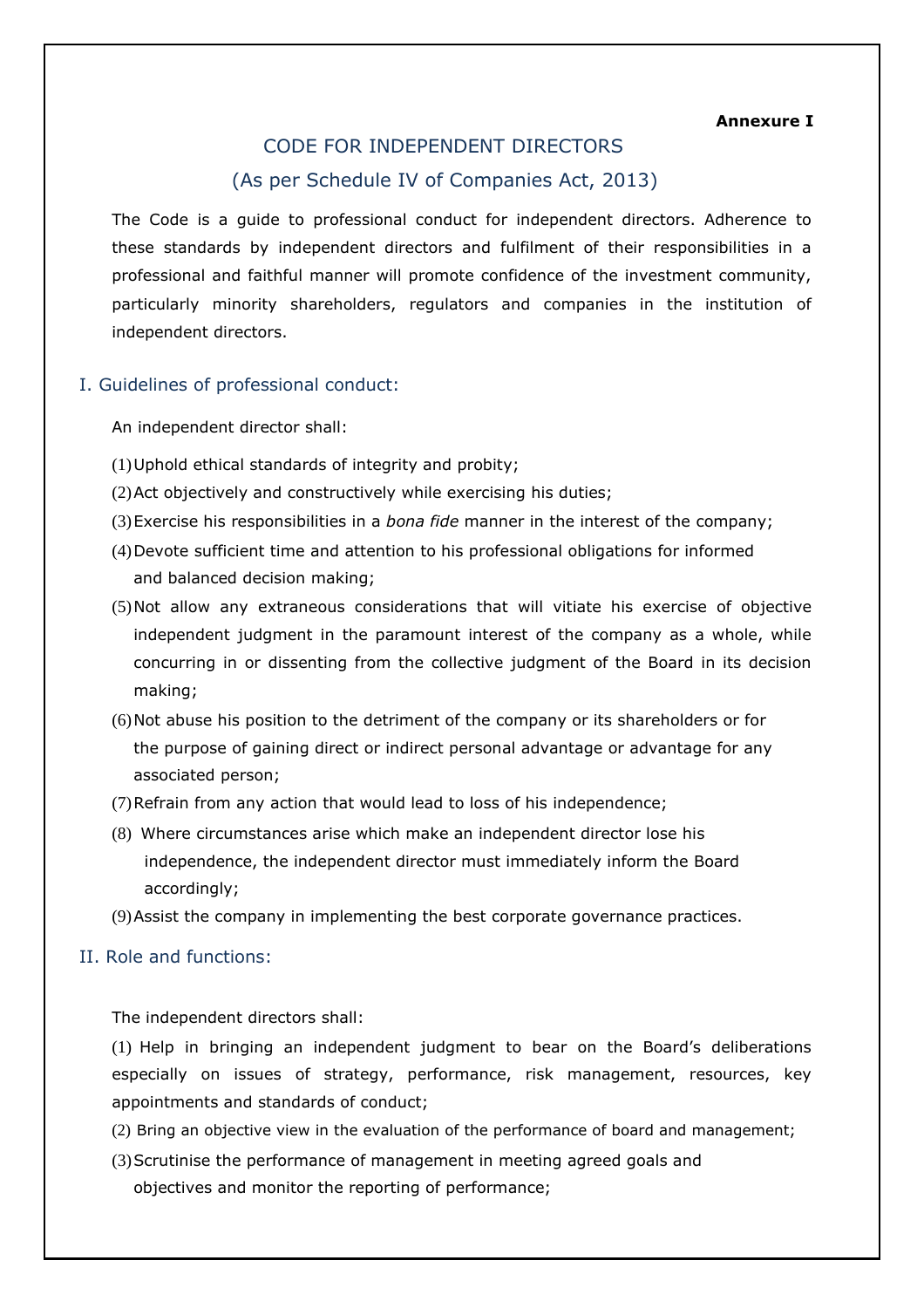**Annexure I**

# CODE FOR INDEPENDENT DIRECTORS

## (As per Schedule IV of Companies Act, 2013)

The Code is a guide to professional conduct for independent directors. Adherence to these standards by independent directors and fulfilment of their responsibilities in a professional and faithful manner will promote confidence of the investment community, particularly minority shareholders, regulators and companies in the institution of independent directors.

## I. Guidelines of professional conduct:

An independent director shall:

(1) Uphold ethical standards of integrity and probity;

(2) Act objectively and constructively while exercising his duties;

(3) Exercise his responsibilities in a *bona fide* manner in the interest of the company;

(4) Devote sufficient time and attention to his professional obligations for informed and balanced decision making;

(5) Not allow any extraneous considerations that will vitiate his exercise of objective independent judgment in the paramount interest of the company as a whole, while concurring in or dissenting from the collective judgment of the Board in its decision making;

(6) Not abuse his position to the detriment of the company or its shareholders or for the purpose of gaining direct or indirect personal advantage or advantage for any associated person;

(7) Refrain from any action that would lead to loss of his independence;

(8) Where circumstances arise which make an independent director lose his independence, the independent director must immediately inform the Board accordingly;

(9) Assist the company in implementing the best corporate governance practices.

## II. Role and functions:

The independent directors shall:

(1) Help in bringing an independent judgment to bear on the Board's deliberations especially on issues of strategy, performance, risk management, resources, key appointments and standards of conduct;

(2) Bring an objective view in the evaluation of the performance of board and management;

(3) Scrutinise the performance of management in meeting agreed goals and objectives and monitor the reporting of performance;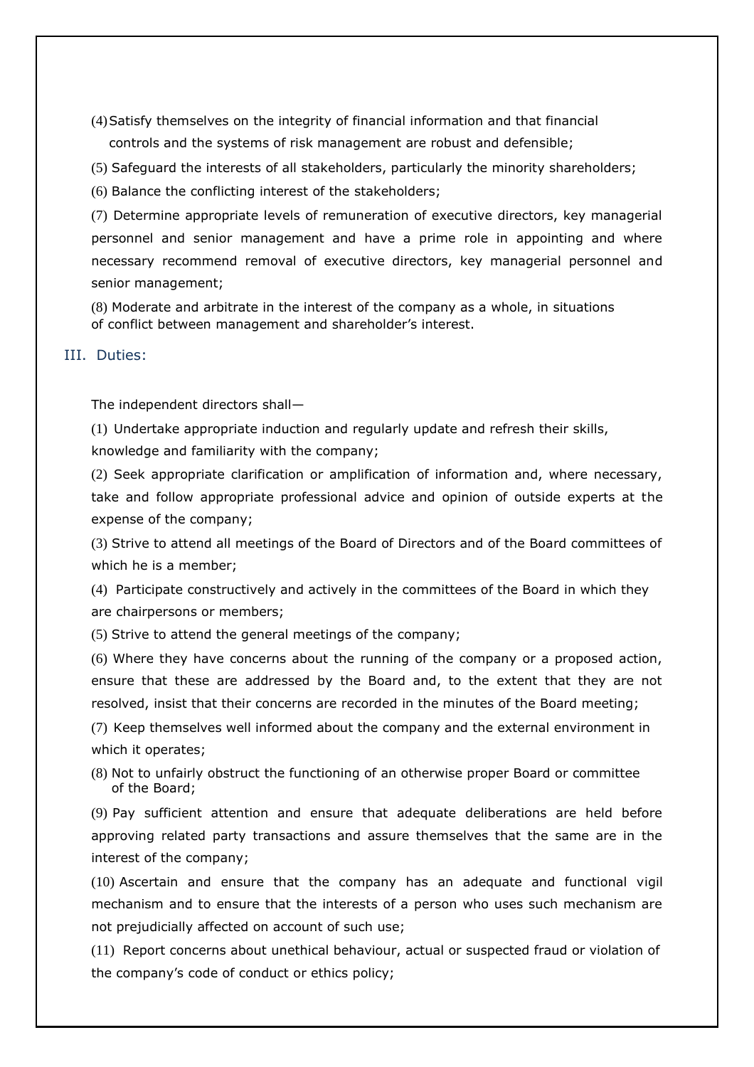(4) Satisfy themselves on the integrity of financial information and that financial controls and the systems of risk management are robust and defensible;

(5) Safeguard the interests of all stakeholders, particularly the minority shareholders;

(6) Balance the conflicting interest of the stakeholders;

(7) Determine appropriate levels of remuneration of executive directors, key managerial personnel and senior management and have a prime role in appointing and where necessary recommend removal of executive directors, key managerial personnel and senior management;

(8) Moderate and arbitrate in the interest of the company as a whole, in situations of conflict between management and shareholder's interest.

## III. Duties:

The independent directors shall—

(1) Undertake appropriate induction and regularly update and refresh their skills, knowledge and familiarity with the company;

(2) Seek appropriate clarification or amplification of information and, where necessary, take and follow appropriate professional advice and opinion of outside experts at the expense of the company;

(3) Strive to attend all meetings of the Board of Directors and of the Board committees of which he is a member;

(4) Participate constructively and actively in the committees of the Board in which they are chairpersons or members;

(5) Strive to attend the general meetings of the company;

(6) Where they have concerns about the running of the company or a proposed action, ensure that these are addressed by the Board and, to the extent that they are not resolved, insist that their concerns are recorded in the minutes of the Board meeting;

(7) Keep themselves well informed about the company and the external environment in which it operates;

(8) Not to unfairly obstruct the functioning of an otherwise proper Board or committee of the Board;

(9) Pay sufficient attention and ensure that adequate deliberations are held before approving related party transactions and assure themselves that the same are in the interest of the company;

(10) Ascertain and ensure that the company has an adequate and functional vigil mechanism and to ensure that the interests of a person who uses such mechanism are not prejudicially affected on account of such use;

(11) Report concerns about unethical behaviour, actual or suspected fraud or violation of the company's code of conduct or ethics policy;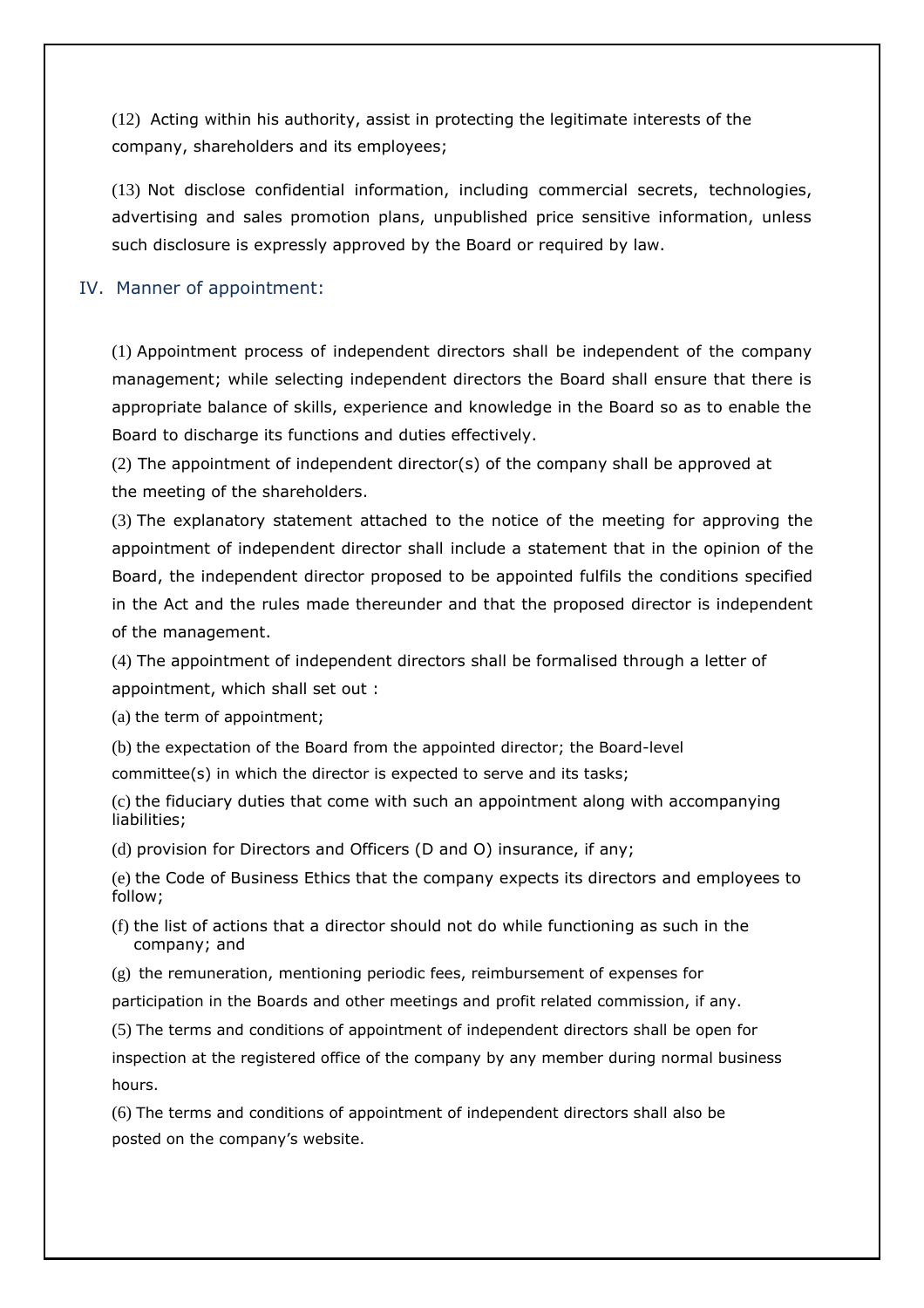(12) Acting within his authority, assist in protecting the legitimate interests of the company, shareholders and its employees;

(13) Not disclose confidential information, including commercial secrets, technologies, advertising and sales promotion plans, unpublished price sensitive information, unless such disclosure is expressly approved by the Board or required by law.

## IV. Manner of appointment:

(1) Appointment process of independent directors shall be independent of the company management; while selecting independent directors the Board shall ensure that there is appropriate balance of skills, experience and knowledge in the Board so as to enable the Board to discharge its functions and duties effectively.

(2) The appointment of independent director(s) of the company shall be approved at the meeting of the shareholders.

(3) The explanatory statement attached to the notice of the meeting for approving the appointment of independent director shall include a statement that in the opinion of the Board, the independent director proposed to be appointed fulfils the conditions specified in the Act and the rules made thereunder and that the proposed director is independent of the management.

(4) The appointment of independent directors shall be formalised through a letter of appointment, which shall set out :

(a) the term of appointment;

(b) the expectation of the Board from the appointed director; the Board-level committee(s) in which the director is expected to serve and its tasks;

(c) the fiduciary duties that come with such an appointment along with accompanying liabilities;

(d) provision for Directors and Officers (D and O) insurance, if any;

(e) the Code of Business Ethics that the company expects its directors and employees to follow;

(f) the list of actions that a director should not do while functioning as such in the company; and

(g) the remuneration, mentioning periodic fees, reimbursement of expenses for participation in the Boards and other meetings and profit related commission, if any.

(5) The terms and conditions of appointment of independent directors shall be open for inspection at the registered office of the company by any member during normal business hours.

(6) The terms and conditions of appointment of independent directors shall also be posted on the company's website.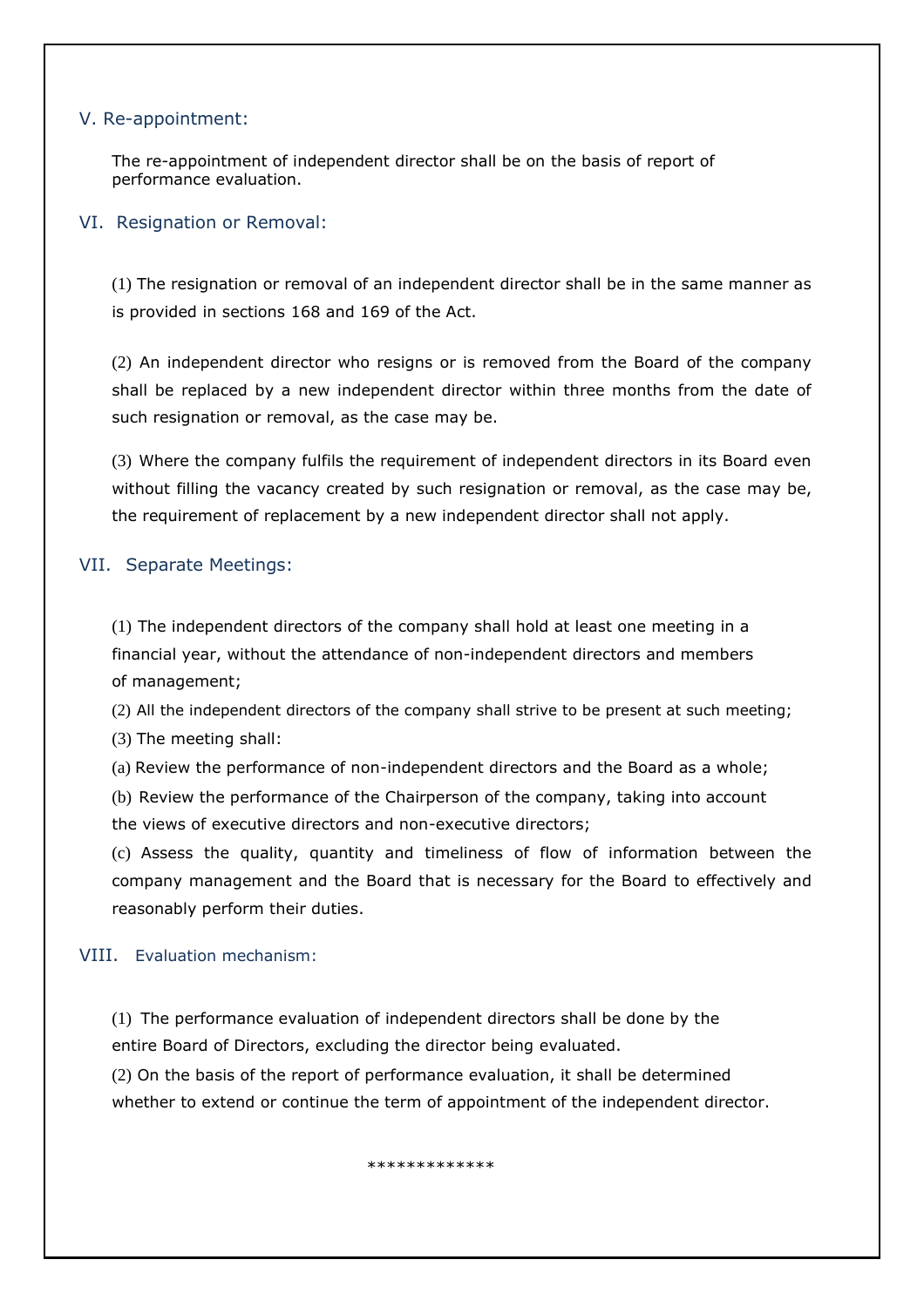## V. Re-appointment:

The re-appointment of independent director shall be on the basis of report of performance evaluation.

## VI. Resignation or Removal:

(1) The resignation or removal of an independent director shall be in the same manner as is provided in sections 168 and 169 of the Act.

(2) An independent director who resigns or is removed from the Board of the company shall be replaced by a new independent director within three months from the date of such resignation or removal, as the case may be.

(3) Where the company fulfils the requirement of independent directors in its Board even without filling the vacancy created by such resignation or removal, as the case may be, the requirement of replacement by a new independent director shall not apply.

## VII. Separate Meetings:

(1) The independent directors of the company shall hold at least one meeting in a financial year, without the attendance of non-independent directors and members of management;

(2) All the independent directors of the company shall strive to be present at such meeting;

(3) The meeting shall:

(a) Review the performance of non-independent directors and the Board as a whole;

(b) Review the performance of the Chairperson of the company, taking into account the views of executive directors and non-executive directors;

(c) Assess the quality, quantity and timeliness of flow of information between the company management and the Board that is necessary for the Board to effectively and reasonably perform their duties.

## VIII. Evaluation mechanism:

(1) The performance evaluation of independent directors shall be done by the entire Board of Directors, excluding the director being evaluated.

(2) On the basis of the report of performance evaluation, it shall be determined whether to extend or continue the term of appointment of the independent director.

*************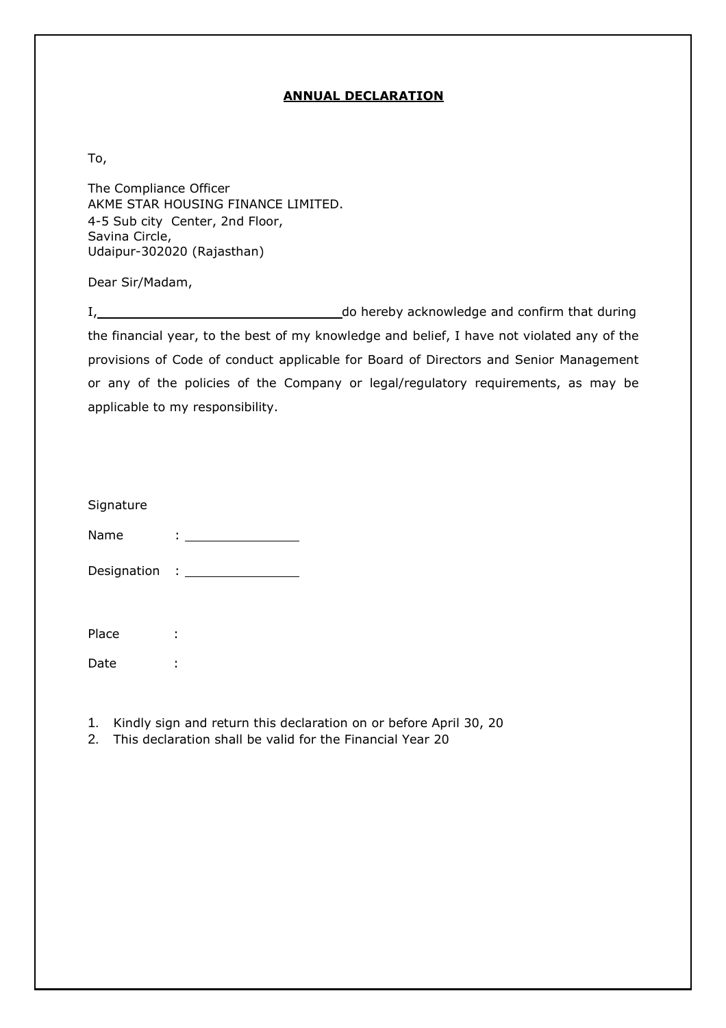## ANNUAL DECLARATION

To,

The Compliance Officer
AKME STAR HOUSING FINANCE LIMITED.
4-5 Sub city Center, 2nd Floor,
Savina Circle,
Udaipur-302020 (Rajasthan)

Dear Sir/Madam,

I,_______________________________do hereby acknowledge and confirm that during the financial year, to the best of my knowledge and belief, I have not violated any of the provisions of Code of conduct applicable for Board of Directors and Senior Management or any of the policies of the Company or legal/regulatory requirements, as may be applicable to my responsibility.

Signature

Name : _______________

Designation : _______________

Place :

Date :

1. Kindly sign and return this declaration on or before April 30, 20
2. This declaration shall be valid for the Financial Year 20